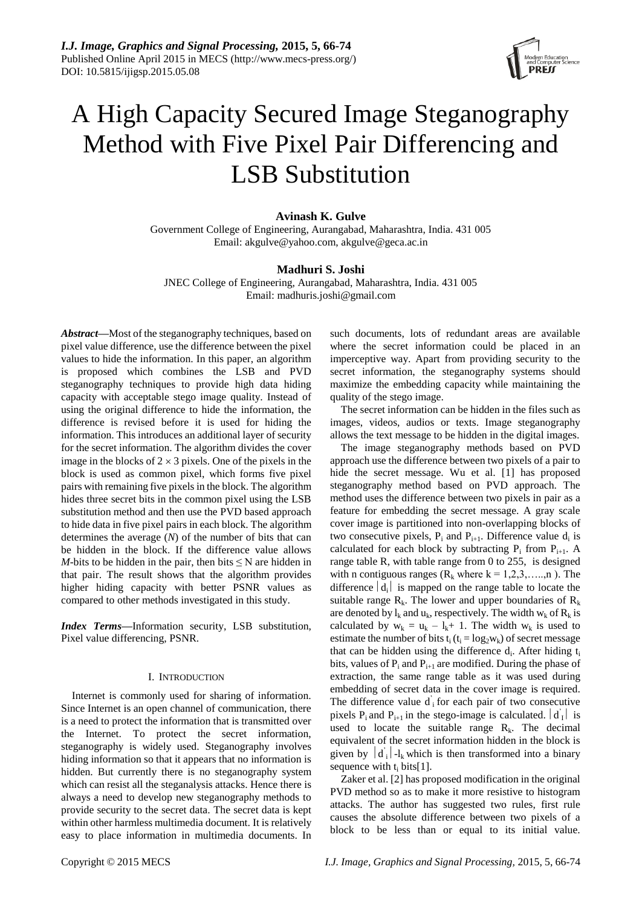# A High Capacity Secured Image Steganography Method with Five Pixel Pair Differencing and LSB Substitution

**Avinash K. Gulve**

Government College of Engineering, Aurangabad, Maharashtra, India. 431 005
Email: akgulve@yahoo.com, akgulve@geca.ac.in

**Madhuri S. Joshi**

JNEC College of Engineering, Aurangabad, Maharashtra, India. 431 005
Email: madhuris.joshi@gmail.com

***Abstract*—**Most of the steganography techniques, based on pixel value difference, use the difference between the pixel values to hide the information. In this paper, an algorithm is proposed which combines the LSB and PVD steganography techniques to provide high data hiding capacity with acceptable stego image quality. Instead of using the original difference to hide the information, the difference is revised before it is used for hiding the information. This introduces an additional layer of security for the secret information. The algorithm divides the cover image in the blocks of $2 \times 3$ pixels. One of the pixels in the block is used as common pixel, which forms five pixel pairs with remaining five pixels in the block. The algorithm hides three secret bits in the common pixel using the LSB substitution method and then use the PVD based approach to hide data in five pixel pairs in each block. The algorithm determines the average ($N$) of the number of bits that can be hidden in the block. If the difference value allows $M$-bits to be hidden in the pair, then bits $\leq$ N are hidden in that pair. The result shows that the algorithm provides higher hiding capacity with better PSNR values as compared to other methods investigated in this study.

***Index Terms*—**Information security, LSB substitution, Pixel value differencing, PSNR.

## I. INTRODUCTION

Internet is commonly used for sharing of information. Since Internet is an open channel of communication, there is a need to protect the information that is transmitted over the Internet. To protect the secret information, steganography is widely used. Steganography involves hiding information so that it appears that no information is hidden. But currently there is no steganography system which can resist all the steganalysis attacks. Hence there is always a need to develop new steganography methods to provide security to the secret data. The secret data is kept within other harmless multimedia document. It is relatively easy to place information in multimedia documents. In such documents, lots of redundant areas are available where the secret information could be placed in an imperceptive way. Apart from providing security to the secret information, the steganography systems should maximize the embedding capacity while maintaining the quality of the stego image.

The secret information can be hidden in the files such as images, videos, audios or texts. Image steganography allows the text message to be hidden in the digital images.

The image steganography methods based on PVD approach use the difference between two pixels of a pair to hide the secret message. Wu et al. [1] has proposed steganography method based on PVD approach. The method uses the difference between two pixels in pair as a feature for embedding the secret message. A gray scale cover image is partitioned into non-overlapping blocks of two consecutive pixels, $P_i$ and $P_{i+1}$. Difference value $d_i$ is calculated for each block by subtracting $P_i$ from $P_{i+1}$. A range table R, with table range from 0 to 255, is designed with n contiguous ranges ($R_k$ where $k = 1,2,3,\ldots,n$ ). The difference $|d_i|$ is mapped on the range table to locate the suitable range $R_k$. The lower and upper boundaries of $R_k$ are denoted by $l_k$ and $u_k$, respectively. The width $w_k$ of $R_k$ is calculated by $w_k = u_k - l_k + 1$. The width $w_k$ is used to estimate the number of bits $t_i$ ($t_i = \log_2 w_k$) of secret message that can be hidden using the difference $d_i$. After hiding $t_i$ bits, values of $P_i$ and $P_{i+1}$ are modified. During the phase of extraction, the same range table as it was used during embedding of secret data in the cover image is required. The difference value $d'_i$ for each pair of two consecutive pixels $P_i$ and $P_{i+1}$ in the stego-image is calculated. $|d'_1|$ is used to locate the suitable range $R_k$. The decimal equivalent of the secret information hidden in the block is given by $|d'_i|-l_k$ which is then transformed into a binary sequence with $t_i$ bits[1].

Zaker et al. [2] has proposed modification in the original PVD method so as to make it more resistive to histogram attacks. The author has suggested two rules, first rule causes the absolute difference between two pixels of a block to be less than or equal to its initial value.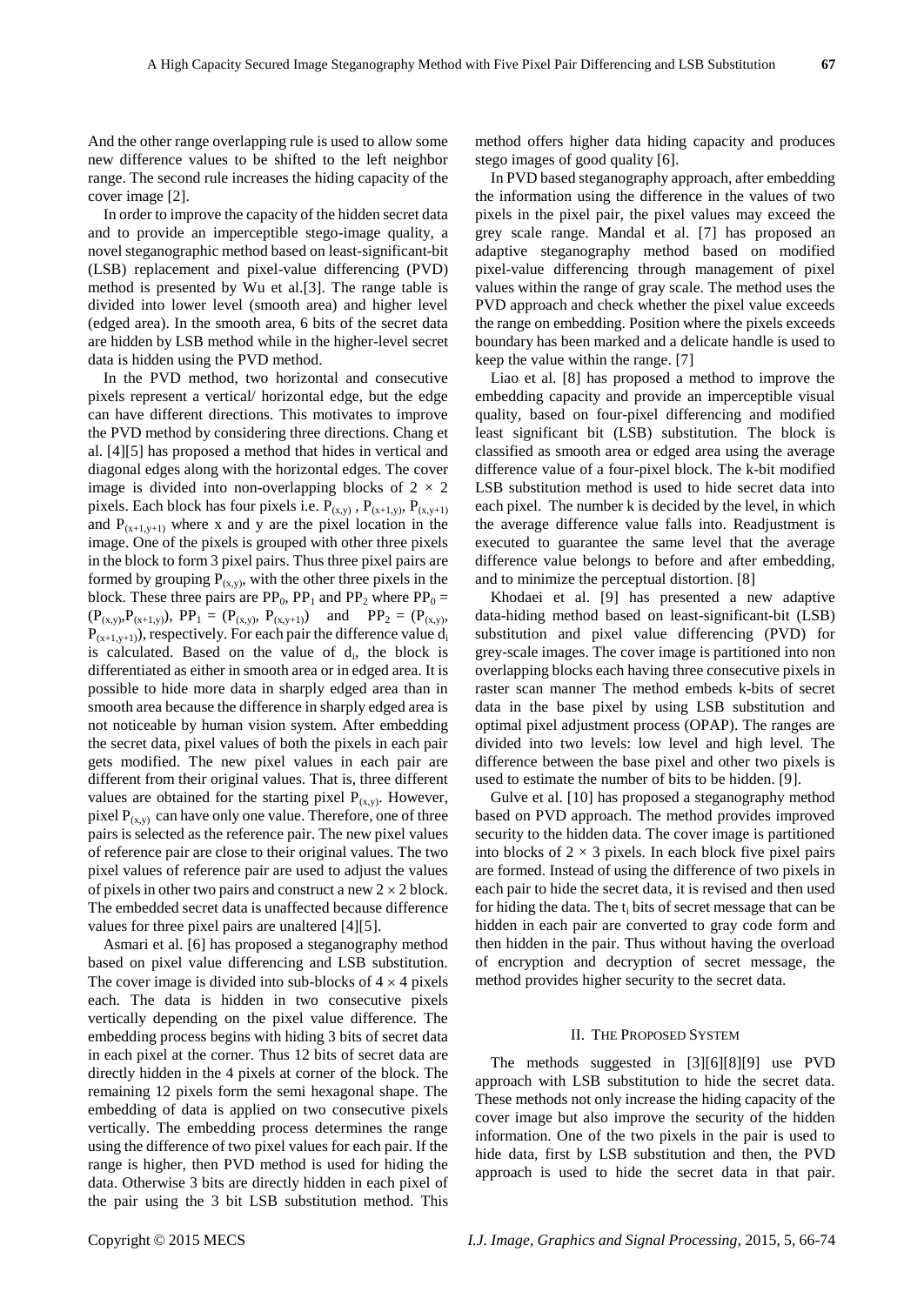And the other range overlapping rule is used to allow some new difference values to be shifted to the left neighbor range. The second rule increases the hiding capacity of the cover image [2].

In order to improve the capacity of the hidden secret data and to provide an imperceptible stego-image quality, a novel steganographic method based on least-significant-bit (LSB) replacement and pixel-value differencing (PVD) method is presented by Wu et al.[3]. The range table is divided into lower level (smooth area) and higher level (edged area). In the smooth area, 6 bits of the secret data are hidden by LSB method while in the higher-level secret data is hidden using the PVD method.

In the PVD method, two horizontal and consecutive pixels represent a vertical/ horizontal edge, but the edge can have different directions. This motivates to improve the PVD method by considering three directions. Chang et al. [4][5] has proposed a method that hides in vertical and diagonal edges along with the horizontal edges. The cover image is divided into non-overlapping blocks of $2 \times 2$ pixels. Each block has four pixels i.e. $P_{(x,y)}$, $P_{(x+1,y)}$, $P_{(x,y+1)}$ and $P_{(x+1,y+1)}$ where x and y are the pixel location in the image. One of the pixels is grouped with other three pixels in the block to form 3 pixel pairs. Thus three pixel pairs are formed by grouping $P_{(x,y)}$, with the other three pixels in the block. These three pairs are $PP_0$, $PP_1$ and $PP_2$ where $PP_0 = (P_{(x,y)}, P_{(x+1,y)})$, $PP_1 = (P_{(x,y)}, P_{(x,y+1)})$ and $PP_2 = (P_{(x,y)}, P_{(x+1,y+1)})$, respectively. For each pair the difference value $d_i$ is calculated. Based on the value of $d_i$, the block is differentiated as either in smooth area or in edged area. It is possible to hide more data in sharply edged area than in smooth area because the difference in sharply edged area is not noticeable by human vision system. After embedding the secret data, pixel values of both the pixels in each pair gets modified. The new pixel values in each pair are different from their original values. That is, three different values are obtained for the starting pixel $P_{(x,y)}$. However, pixel $P_{(x,y)}$ can have only one value. Therefore, one of three pairs is selected as the reference pair. The new pixel values of reference pair are close to their original values. The two pixel values of reference pair are used to adjust the values of pixels in other two pairs and construct a new $2 \times 2$ block. The embedded secret data is unaffected because difference values for three pixel pairs are unaltered [4][5].

Asmari et al. [6] has proposed a steganography method based on pixel value differencing and LSB substitution. The cover image is divided into sub-blocks of $4 \times 4$ pixels each. The data is hidden in two consecutive pixels vertically depending on the pixel value difference. The embedding process begins with hiding 3 bits of secret data in each pixel at the corner. Thus 12 bits of secret data are directly hidden in the 4 pixels at corner of the block. The remaining 12 pixels form the semi hexagonal shape. The embedding of data is applied on two consecutive pixels vertically. The embedding process determines the range using the difference of two pixel values for each pair. If the range is higher, then PVD method is used for hiding the data. Otherwise 3 bits are directly hidden in each pixel of the pair using the 3 bit LSB substitution method. This method offers higher data hiding capacity and produces stego images of good quality [6].

In PVD based steganography approach, after embedding the information using the difference in the values of two pixels in the pixel pair, the pixel values may exceed the grey scale range. Mandal et al. [7] has proposed an adaptive steganography method based on modified pixel-value differencing through management of pixel values within the range of gray scale. The method uses the PVD approach and check whether the pixel value exceeds the range on embedding. Position where the pixels exceeds boundary has been marked and a delicate handle is used to keep the value within the range. [7]

Liao et al. [8] has proposed a method to improve the embedding capacity and provide an imperceptible visual quality, based on four-pixel differencing and modified least significant bit (LSB) substitution. The block is classified as smooth area or edged area using the average difference value of a four-pixel block. The k-bit modified LSB substitution method is used to hide secret data into each pixel. The number k is decided by the level, in which the average difference value falls into. Readjustment is executed to guarantee the same level that the average difference value belongs to before and after embedding, and to minimize the perceptual distortion. [8]

Khodaei et al. [9] has presented a new adaptive data-hiding method based on least-significant-bit (LSB) substitution and pixel value differencing (PVD) for grey-scale images. The cover image is partitioned into non overlapping blocks each having three consecutive pixels in raster scan manner The method embeds k-bits of secret data in the base pixel by using LSB substitution and optimal pixel adjustment process (OPAP). The ranges are divided into two levels: low level and high level. The difference between the base pixel and other two pixels is used to estimate the number of bits to be hidden. [9].

Gulve et al. [10] has proposed a steganography method based on PVD approach. The method provides improved security to the hidden data. The cover image is partitioned into blocks of $2 \times 3$ pixels. In each block five pixel pairs are formed. Instead of using the difference of two pixels in each pair to hide the secret data, it is revised and then used for hiding the data. The $t_i$ bits of secret message that can be hidden in each pair are converted to gray code form and then hidden in the pair. Thus without having the overload of encryption and decryption of secret message, the method provides higher security to the secret data.

## II. The Proposed System

The methods suggested in [3][6][8][9] use PVD approach with LSB substitution to hide the secret data. These methods not only increase the hiding capacity of the cover image but also improve the security of the hidden information. One of the two pixels in the pair is used to hide data, first by LSB substitution and then, the PVD approach is used to hide the secret data in that pair.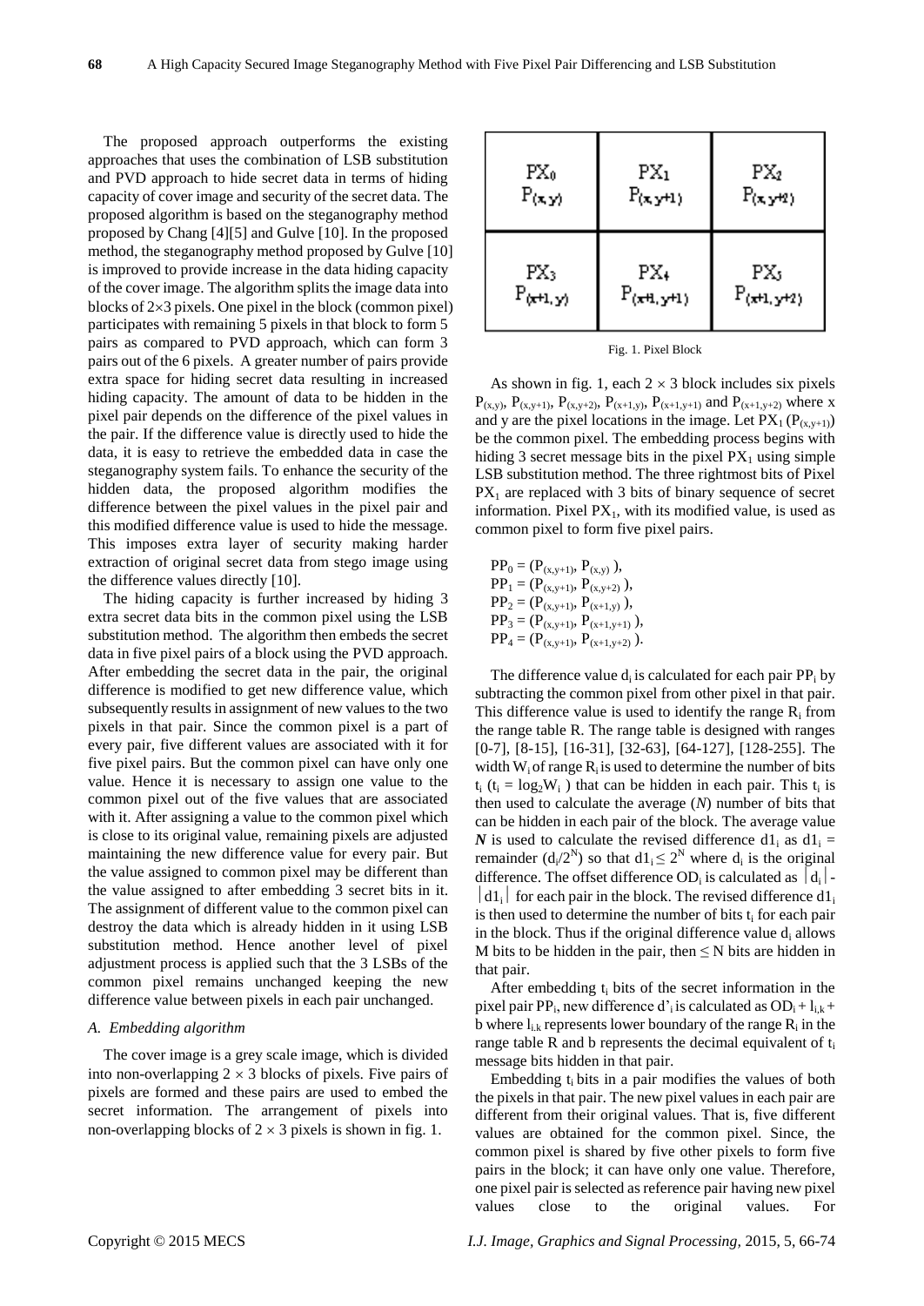The proposed approach outperforms the existing approaches that uses the combination of LSB substitution and PVD approach to hide secret data in terms of hiding capacity of cover image and security of the secret data. The proposed algorithm is based on the steganography method proposed by Chang [4][5] and Gulve [10]. In the proposed method, the steganography method proposed by Gulve [10] is improved to provide increase in the data hiding capacity of the cover image. The algorithm splits the image data into blocks of 2×3 pixels. One pixel in the block (common pixel) participates with remaining 5 pixels in that block to form 5 pairs as compared to PVD approach, which can form 3 pairs out of the 6 pixels. A greater number of pairs provide extra space for hiding secret data resulting in increased hiding capacity. The amount of data to be hidden in the pixel pair depends on the difference of the pixel values in the pair. If the difference value is directly used to hide the data, it is easy to retrieve the embedded data in case the steganography system fails. To enhance the security of the hidden data, the proposed algorithm modifies the difference between the pixel values in the pixel pair and this modified difference value is used to hide the message. This imposes extra layer of security making harder extraction of original secret data from stego image using the difference values directly [10].

The hiding capacity is further increased by hiding 3 extra secret data bits in the common pixel using the LSB substitution method. The algorithm then embeds the secret data in five pixel pairs of a block using the PVD approach. After embedding the secret data in the pair, the original difference is modified to get new difference value, which subsequently results in assignment of new values to the two pixels in that pair. Since the common pixel is a part of every pair, five different values are associated with it for five pixel pairs. But the common pixel can have only one value. Hence it is necessary to assign one value to the common pixel out of the five values that are associated with it. After assigning a value to the common pixel which is close to its original value, remaining pixels are adjusted maintaining the new difference value for every pair. But the value assigned to common pixel may be different than the value assigned to after embedding 3 secret bits in it. The assignment of different value to the common pixel can destroy the data which is already hidden in it using LSB substitution method. Hence another level of pixel adjustment process is applied such that the 3 LSBs of the common pixel remains unchanged keeping the new difference value between pixels in each pair unchanged.

### A. Embedding algorithm

The cover image is a grey scale image, which is divided into non-overlapping 2 × 3 blocks of pixels. Five pairs of pixels are formed and these pairs are used to embed the secret information. The arrangement of pixels into non-overlapping blocks of 2 × 3 pixels is shown in fig. 1.

| $PX_0$ $P_{(x,y)}$ | $PX_1$ $P_{(x,y+1)}$ | $PX_2$ $P_{(x,y+2)}$ |
|---|---|---|
| $PX_3$ $P_{(x+1,y)}$ | $PX_4$ $P_{(x+1,y+1)}$ | $PX_5$ $P_{(x+1,y+2)}$ |

Fig. 1. Pixel Block

As shown in fig. 1, each 2 × 3 block includes six pixels $P_{(x,y)}$, $P_{(x,y+1)}$, $P_{(x,y+2)}$, $P_{(x+1,y)}$, $P_{(x+1,y+1)}$ and $P_{(x+1,y+2)}$ where x and y are the pixel locations in the image. Let $PX_1$ ($P_{(x,y+1)}$) be the common pixel. The embedding process begins with hiding 3 secret message bits in the pixel $PX_1$ using simple LSB substitution method. The three rightmost bits of Pixel $PX_1$ are replaced with 3 bits of binary sequence of secret information. Pixel $PX_1$, with its modified value, is used as common pixel to form five pixel pairs.

$PP_0 = (P_{(x,y+1)}, P_{(x,y)})$,  
$PP_1 = (P_{(x,y+1)}, P_{(x,y+2)})$,  
$PP_2 = (P_{(x,y+1)}, P_{(x+1,y)})$,  
$PP_3 = (P_{(x,y+1)}, P_{(x+1,y+1)})$,  
$PP_4 = (P_{(x,y+1)}, P_{(x+1,y+2)})$.

The difference value $d_i$ is calculated for each pair $PP_i$ by subtracting the common pixel from other pixel in that pair. This difference value is used to identify the range $R_i$ from the range table R. The range table is designed with ranges [0-7], [8-15], [16-31], [32-63], [64-127], [128-255]. The width $W_i$ of range $R_i$ is used to determine the number of bits $t_i$ ($t_i = \log_2 W_i$) that can be hidden in each pair. This $t_i$ is then used to calculate the average (*N*) number of bits that can be hidden in each pair of the block. The average value ***N*** is used to calculate the revised difference $d1_i$ as $d1_i$ = remainder $(d_i/2^N)$ so that $d1_i \leq 2^N$ where $d_i$ is the original difference. The offset difference $OD_i$ is calculated as $|d_i| - |d1_i|$ for each pair in the block. The revised difference $d1_i$ is then used to determine the number of bits $t_i$ for each pair in the block. Thus if the original difference value $d_i$ allows M bits to be hidden in the pair, then ≤ N bits are hidden in that pair.

After embedding $t_i$ bits of the secret information in the pixel pair $PP_i$, new difference $d'_i$ is calculated as $OD_i + l_{i,k} + b$ where $l_{i,k}$ represents lower boundary of the range $R_i$ in the range table R and b represents the decimal equivalent of $t_i$ message bits hidden in that pair.

Embedding $t_i$ bits in a pair modifies the values of both the pixels in that pair. The new pixel values in each pair are different from their original values. That is, five different values are obtained for the common pixel. Since, the common pixel is shared by five other pixels to form five pairs in the block; it can have only one value. Therefore, one pixel pair is selected as reference pair having new pixel values close to the original values. For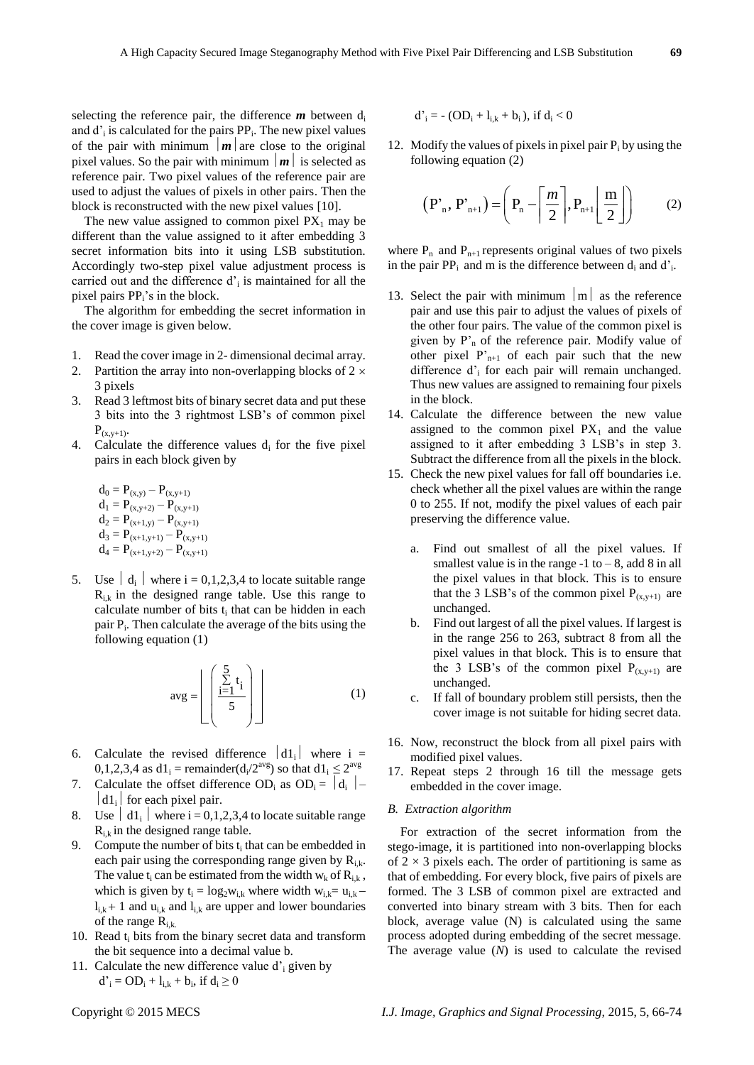selecting the reference pair, the difference $\boldsymbol{m}$ between $d_i$ and $d'_i$ is calculated for the pairs $PP_i$. The new pixel values of the pair with minimum $|\boldsymbol{m}|$ are close to the original pixel values. So the pair with minimum $|\boldsymbol{m}|$ is selected as reference pair. Two pixel values of the reference pair are used to adjust the values of pixels in other pairs. Then the block is reconstructed with the new pixel values [10].

The new value assigned to common pixel $PX_1$ may be different than the value assigned to it after embedding 3 secret information bits into it using LSB substitution. Accordingly two-step pixel value adjustment process is carried out and the difference $d'_i$ is maintained for all the pixel pairs $PP_i$'s in the block.

The algorithm for embedding the secret information in the cover image is given below.

1. Read the cover image in 2- dimensional decimal array.
2. Partition the array into non-overlapping blocks of $2 \times 3$ pixels
3. Read 3 leftmost bits of binary secret data and put these 3 bits into the 3 rightmost LSB's of common pixel $P_{(x,y+1)}$.
4. Calculate the difference values $d_i$ for the five pixel pairs in each block given by

   $d_0 = P_{(x,y)} - P_{(x,y+1)}$
   $d_1 = P_{(x,y+2)} - P_{(x,y+1)}$
   $d_2 = P_{(x+1,y)} - P_{(x,y+1)}$
   $d_3 = P_{(x+1,y+1)} - P_{(x,y+1)}$
   $d_4 = P_{(x+1,y+2)} - P_{(x,y+1)}$

5. Use $|d_i|$ where i = 0,1,2,3,4 to locate suitable range $R_{i,k}$ in the designed range table. Use this range to calculate number of bits $t_i$ that can be hidden in each pair $P_i$. Then calculate the average of the bits using the following equation (1)

$$\text{avg} = \left\lfloor \left( \frac{\sum_{i=1}^{5} t_i}{5} \right) \right\rfloor \quad (1)$$

6. Calculate the revised difference $|d1_i|$ where i = 0,1,2,3,4 as $d1_i = \text{remainder}(d_i/2^{avg})$ so that $d1_i \leq 2^{avg}$
7. Calculate the offset difference $OD_i$ as $OD_i = |d_i| - |d1_i|$ for each pixel pair.
8. Use $|d1_i|$ where i = 0,1,2,3,4 to locate suitable range $R_{i,k}$ in the designed range table.
9. Compute the number of bits $t_i$ that can be embedded in each pair using the corresponding range given by $R_{i,k}$. The value $t_i$ can be estimated from the width $w_k$ of $R_{i,k}$, which is given by $t_i = \log_2 w_{i,k}$ where width $w_{i,k} = u_{i,k} - l_{i,k} + 1$ and $u_{i,k}$ and $l_{i,k}$ are upper and lower boundaries of the range $R_{i,k}$.
10. Read $t_i$ bits from the binary secret data and transform the bit sequence into a decimal value b.
11. Calculate the new difference value $d'_i$ given by
    $d'_i = OD_i + l_{i,k} + b_i$, if $d_i \geq 0$
    $d'_i = -(OD_i + l_{i,k} + b_i)$, if $d_i < 0$
12. Modify the values of pixels in pixel pair $P_i$ by using the following equation (2)

$$\left(P'_n, P'_{n+1}\right) = \left(P_n - \left\lceil \frac{m}{2} \right\rceil, P_{n+1} \left\lfloor \frac{m}{2} \right\rfloor \right) \quad (2)$$

where $P_n$ and $P_{n+1}$ represents original values of two pixels in the pair $PP_i$ and m is the difference between $d_i$ and $d'_i$.

13. Select the pair with minimum $|m|$ as the reference pair and use this pair to adjust the values of pixels of the other four pairs. The value of the common pixel is given by $P'_n$ of the reference pair. Modify value of other pixel $P'_{n+1}$ of each pair such that the new difference $d'_i$ for each pair will remain unchanged. Thus new values are assigned to remaining four pixels in the block.
14. Calculate the difference between the new value assigned to the common pixel $PX_1$ and the value assigned to it after embedding 3 LSB's in step 3. Subtract the difference from all the pixels in the block.
15. Check the new pixel values for fall off boundaries i.e. check whether all the pixel values are within the range 0 to 255. If not, modify the pixel values of each pair preserving the difference value.
    a. Find out smallest of all the pixel values. If smallest value is in the range -1 to – 8, add 8 in all the pixel values in that block. This is to ensure that the 3 LSB's of the common pixel $P_{(x,y+1)}$ are unchanged.
    b. Find out largest of all the pixel values. If largest is in the range 256 to 263, subtract 8 from all the pixel values in that block. This is to ensure that the 3 LSB's of the common pixel $P_{(x,y+1)}$ are unchanged.
    c. If fall of boundary problem still persists, then the cover image is not suitable for hiding secret data.
16. Now, reconstruct the block from all pixel pairs with modified pixel values.
17. Repeat steps 2 through 16 till the message gets embedded in the cover image.

### B. Extraction algorithm

For extraction of the secret information from the stego-image, it is partitioned into non-overlapping blocks of $2 \times 3$ pixels each. The order of partitioning is same as that of embedding. For every block, five pairs of pixels are formed. The 3 LSB of common pixel are extracted and converted into binary stream with 3 bits. Then for each block, average value (N) is calculated using the same process adopted during embedding of the secret message. The average value ($N$) is used to calculate the revised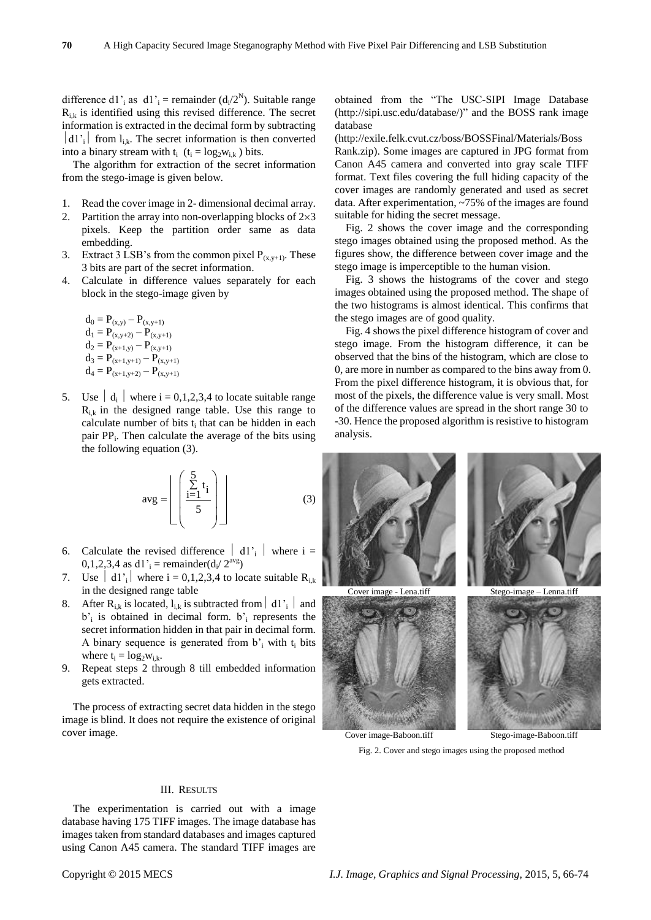difference $d1'_i$ as $d1'_i$ = remainder $(d_i/2^N)$. Suitable range $R_{i,k}$ is identified using this revised difference. The secret information is extracted in the decimal form by subtracting $|d1'_i|$ from $l_{i,k}$. The secret information is then converted into a binary stream with $t_i$ ($t_i = \log_2 w_{i,k}$) bits.

The algorithm for extraction of the secret information from the stego-image is given below.

1. Read the cover image in 2- dimensional decimal array.
2. Partition the array into non-overlapping blocks of $2\times3$ pixels. Keep the partition order same as data embedding.
3. Extract 3 LSB's from the common pixel $P_{(x,y+1)}$. These 3 bits are part of the secret information.
4. Calculate in difference values separately for each block in the stego-image given by

$$d_0 = P_{(x,y)} - P_{(x,y+1)}$$
$$d_1 = P_{(x,y+2)} - P_{(x,y+1)}$$
$$d_2 = P_{(x+1,y)} - P_{(x,y+1)}$$
$$d_3 = P_{(x+1,y+1)} - P_{(x,y+1)}$$
$$d_4 = P_{(x+1,y+2)} - P_{(x,y+1)}$$

5. Use $|d_i|$ where i = 0,1,2,3,4 to locate suitable range $R_{i,k}$ in the designed range table. Use this range to calculate number of bits $t_i$ that can be hidden in each pair $PP_i$. Then calculate the average of the bits using the following equation (3).

$$\text{avg} = \left\lfloor \left( \frac{\sum_{i=1}^{5} t_i}{5} \right) \right\rfloor \tag{3}$$

6. Calculate the revised difference $|d1'_i|$ where i = 0,1,2,3,4 as $d1'_i$ = remainder$(d_i/2^{avg})$
7. Use $|d1'_i|$ where i = 0,1,2,3,4 to locate suitable $R_{i,k}$ in the designed range table
8. After $R_{i,k}$ is located, $l_{i,k}$ is subtracted from $|d1'_i|$ and $b'_i$ is obtained in decimal form. $b'_i$ represents the secret information hidden in that pair in decimal form. A binary sequence is generated from $b'_i$ with $t_i$ bits where $t_i = \log_2 w_{i,k}$.
9. Repeat steps 2 through 8 till embedded information gets extracted.

The process of extracting secret data hidden in the stego image is blind. It does not require the existence of original cover image.

## III. Results

The experimentation is carried out with a image database having 175 TIFF images. The image database has images taken from standard databases and images captured using Canon A45 camera. The standard TIFF images are obtained from the "The USC-SIPI Image Database (http://sipi.usc.edu/database/)" and the BOSS rank image database (http://exile.felk.cvut.cz/boss/BOSSFinal/Materials/BossRank.zip). Some images are captured in JPG format from Canon A45 camera and converted into gray scale TIFF format. Text files covering the full hiding capacity of the cover images are randomly generated and used as secret data. After experimentation, ~75% of the images are found suitable for hiding the secret message.

Fig. 2 shows the cover image and the corresponding stego images obtained using the proposed method. As the figures show, the difference between cover image and the stego image is imperceptible to the human vision.

Fig. 3 shows the histograms of the cover and stego images obtained using the proposed method. The shape of the two histograms is almost identical. This confirms that the stego images are of good quality.

Fig. 4 shows the pixel difference histogram of cover and stego image. From the histogram difference, it can be observed that the bins of the histogram, which are close to 0, are more in number as compared to the bins away from 0. From the pixel difference histogram, it is obvious that, for most of the pixels, the difference value is very small. Most of the difference values are spread in the short range 30 to -30. Hence the proposed algorithm is resistive to histogram analysis.

Cover image - Lena.tiff  Stego-image – Lenna.tiff

Cover image-Baboon.tiff  Stego-image-Baboon.tiff

Fig. 2. Cover and stego images using the proposed method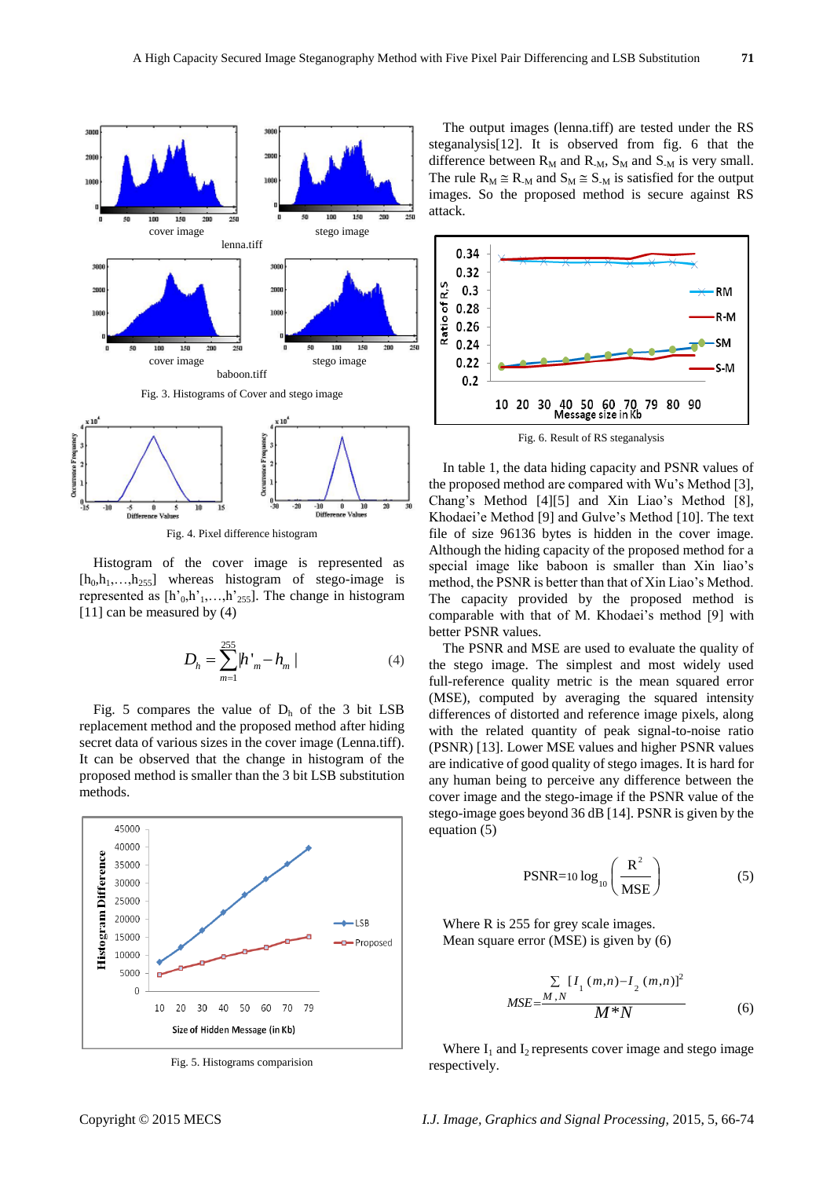lenna.tiff

baboon.tiff

Fig. 3. Histograms of Cover and stego image

Fig. 4. Pixel difference histogram

Histogram of the cover image is represented as $[h_0, h_1, \ldots, h_{255}]$ whereas histogram of stego-image is represented as $[h'_0, h'_1, \ldots, h'_{255}]$. The change in histogram [11] can be measured by (4)

$$D_h = \sum_{m=1}^{255} |h'_m - h_m| \qquad (4)$$

Fig. 5 compares the value of $D_h$ of the 3 bit LSB replacement method and the proposed method after hiding secret data of various sizes in the cover image (Lenna.tiff). It can be observed that the change in histogram of the proposed method is smaller than the 3 bit LSB substitution methods.

Fig. 5. Histograms comparision

The output images (lenna.tiff) are tested under the RS steganalysis[12]. It is observed from fig. 6 that the difference between $R_M$ and $R_{-M}$, $S_M$ and $S_{-M}$ is very small. The rule $R_M \cong R_{-M}$ and $S_M \cong S_{-M}$ is satisfied for the output images. So the proposed method is secure against RS attack.

Fig. 6. Result of RS steganalysis

In table 1, the data hiding capacity and PSNR values of the proposed method are compared with Wu's Method [3], Chang's Method [4][5] and Xin Liao's Method [8], Khodaei'e Method [9] and Gulve's Method [10]. The text file of size 96136 bytes is hidden in the cover image. Although the hiding capacity of the proposed method for a special image like baboon is smaller than Xin liao's method, the PSNR is better than that of Xin Liao's Method. The capacity provided by the proposed method is comparable with that of M. Khodaei's method [9] with better PSNR values.

The PSNR and MSE are used to evaluate the quality of the stego image. The simplest and most widely used full-reference quality metric is the mean squared error (MSE), computed by averaging the squared intensity differences of distorted and reference image pixels, along with the related quantity of peak signal-to-noise ratio (PSNR) [13]. Lower MSE values and higher PSNR values are indicative of good quality of stego images. It is hard for any human being to perceive any difference between the cover image and the stego-image if the PSNR value of the stego-image goes beyond 36 dB [14]. PSNR is given by the equation (5)

$$\text{PSNR} = 10 \log_{10}\left(\frac{R^2}{\text{MSE}}\right) \qquad (5)$$

Where R is 255 for grey scale images.
Mean square error (MSE) is given by (6)

$$MSE = \frac{\sum_{M,N} [I_1(m,n) - I_2(m,n)]^2}{M*N} \qquad (6)$$

Where $I_1$ and $I_2$ represents cover image and stego image respectively.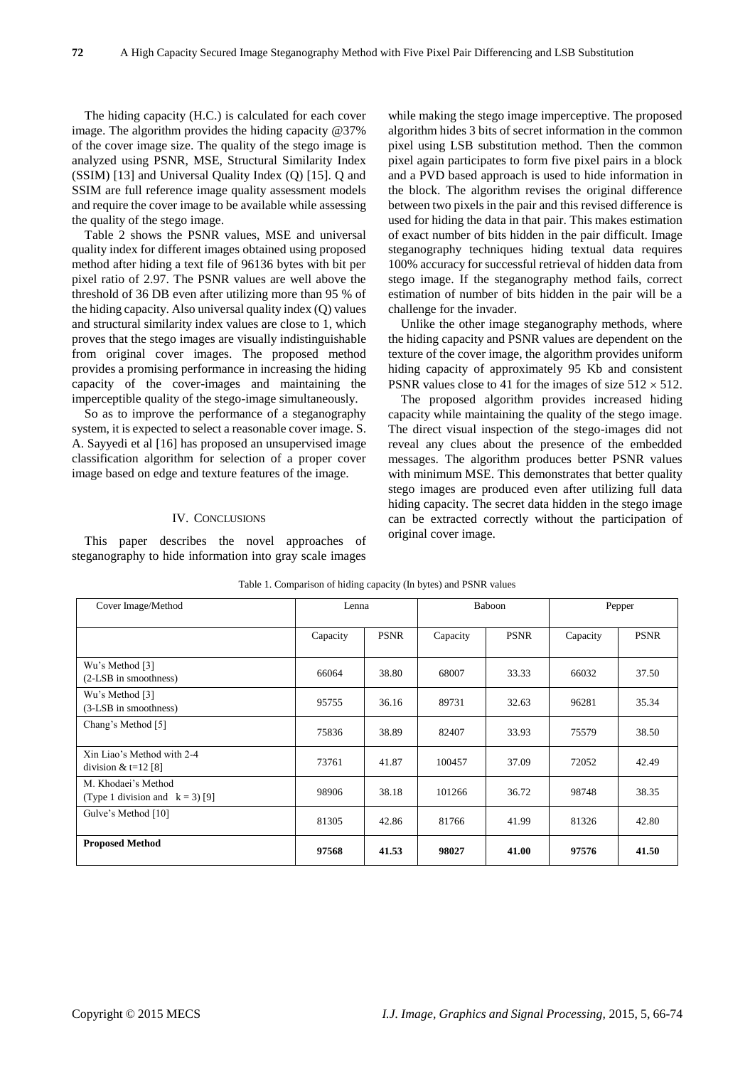The hiding capacity (H.C.) is calculated for each cover image. The algorithm provides the hiding capacity @37% of the cover image size. The quality of the stego image is analyzed using PSNR, MSE, Structural Similarity Index (SSIM) [13] and Universal Quality Index (Q) [15]. Q and SSIM are full reference image quality assessment models and require the cover image to be available while assessing the quality of the stego image.

Table 2 shows the PSNR values, MSE and universal quality index for different images obtained using proposed method after hiding a text file of 96136 bytes with bit per pixel ratio of 2.97. The PSNR values are well above the threshold of 36 DB even after utilizing more than 95 % of the hiding capacity. Also universal quality index (Q) values and structural similarity index values are close to 1, which proves that the stego images are visually indistinguishable from original cover images. The proposed method provides a promising performance in increasing the hiding capacity of the cover-images and maintaining the imperceptible quality of the stego-image simultaneously.

So as to improve the performance of a steganography system, it is expected to select a reasonable cover image. S. A. Sayyedi et al [16] has proposed an unsupervised image classification algorithm for selection of a proper cover image based on edge and texture features of the image.

## IV. Conclusions

This paper describes the novel approaches of steganography to hide information into gray scale images while making the stego image imperceptive. The proposed algorithm hides 3 bits of secret information in the common pixel using LSB substitution method. Then the common pixel again participates to form five pixel pairs in a block and a PVD based approach is used to hide information in the block. The algorithm revises the original difference between two pixels in the pair and this revised difference is used for hiding the data in that pair. This makes estimation of exact number of bits hidden in the pair difficult. Image steganography techniques hiding textual data requires 100% accuracy for successful retrieval of hidden data from stego image. If the steganography method fails, correct estimation of number of bits hidden in the pair will be a challenge for the invader.

Unlike the other image steganography methods, where the hiding capacity and PSNR values are dependent on the texture of the cover image, the algorithm provides uniform hiding capacity of approximately 95 Kb and consistent PSNR values close to 41 for the images of size $512 \times 512$.

The proposed algorithm provides increased hiding capacity while maintaining the quality of the stego image. The direct visual inspection of the stego-images did not reveal any clues about the presence of the embedded messages. The algorithm produces better PSNR values with minimum MSE. This demonstrates that better quality stego images are produced even after utilizing full data hiding capacity. The secret data hidden in the stego image can be extracted correctly without the participation of original cover image.

Table 1. Comparison of hiding capacity (In bytes) and PSNR values

| Cover Image/Method | Lenna | | Baboon | | Pepper | |
|---|---|---|---|---|---|---|
| | Capacity | PSNR | Capacity | PSNR | Capacity | PSNR |
| Wu's Method [3] (2-LSB in smoothness) | 66064 | 38.80 | 68007 | 33.33 | 66032 | 37.50 |
| Wu's Method [3] (3-LSB in smoothness) | 95755 | 36.16 | 89731 | 32.63 | 96281 | 35.34 |
| Chang's Method [5] | 75836 | 38.89 | 82407 | 33.93 | 75579 | 38.50 |
| Xin Liao's Method with 2-4 division & t=12 [8] | 73761 | 41.87 | 100457 | 37.09 | 72052 | 42.49 |
| M. Khodaei's Method (Type 1 division and $k = 3$) [9] | 98906 | 38.18 | 101266 | 36.72 | 98748 | 38.35 |
| Gulve's Method [10] | 81305 | 42.86 | 81766 | 41.99 | 81326 | 42.80 |
| **Proposed Method** | **97568** | **41.53** | **98027** | **41.00** | **97576** | **41.50** |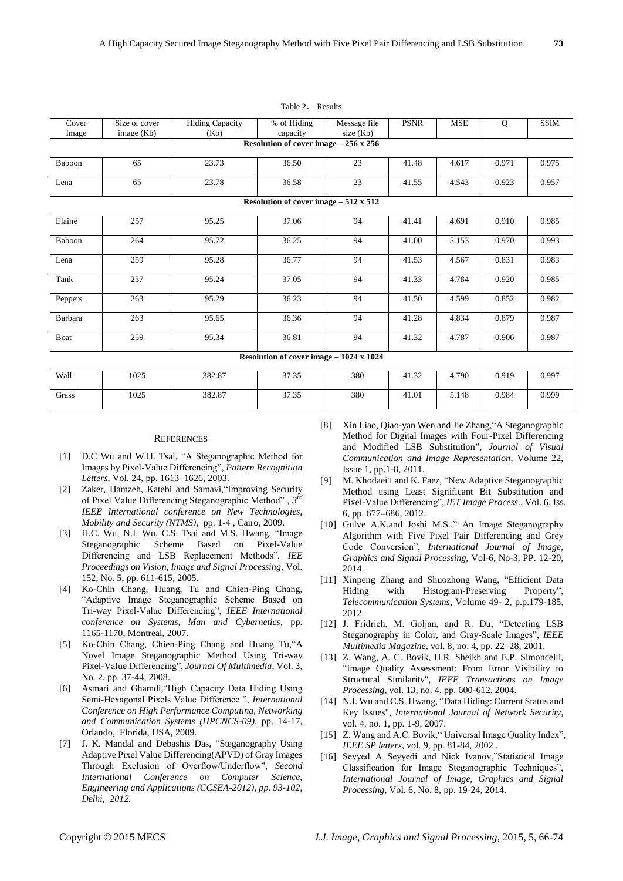Table 2. Results

| Cover Image | Size of cover image (Kb) | Hiding Capacity (Kb) | % of Hiding capacity | Message file size (Kb) | PSNR | MSE | Q | SSIM |
|---|---|---|---|---|---|---|---|---|
| **Resolution of cover image – 256 x 256** | | | | | | | | |
| Baboon | 65 | 23.73 | 36.50 | 23 | 41.48 | 4.617 | 0.971 | 0.975 |
| Lena | 65 | 23.78 | 36.58 | 23 | 41.55 | 4.543 | 0.923 | 0.957 |
| **Resolution of cover image – 512 x 512** | | | | | | | | |
| Elaine | 257 | 95.25 | 37.06 | 94 | 41.41 | 4.691 | 0.910 | 0.985 |
| Baboon | 264 | 95.72 | 36.25 | 94 | 41.00 | 5.153 | 0.970 | 0.993 |
| Lena | 259 | 95.28 | 36.77 | 94 | 41.53 | 4.567 | 0.831 | 0.983 |
| Tank | 257 | 95.24 | 37.05 | 94 | 41.33 | 4.784 | 0.920 | 0.985 |
| Peppers | 263 | 95.29 | 36.23 | 94 | 41.50 | 4.599 | 0.852 | 0.982 |
| Barbara | 263 | 95.65 | 36.36 | 94 | 41.28 | 4.834 | 0.879 | 0.987 |
| Boat | 259 | 95.34 | 36.81 | 94 | 41.32 | 4.787 | 0.906 | 0.987 |
| **Resolution of cover image – 1024 x 1024** | | | | | | | | |
| Wall | 1025 | 382.87 | 37.35 | 380 | 41.32 | 4.790 | 0.919 | 0.997 |
| Grass | 1025 | 382.87 | 37.35 | 380 | 41.01 | 5.148 | 0.984 | 0.999 |

## REFERENCES

[1] D.C Wu and W.H. Tsai, "A Steganographic Method for Images by Pixel-Value Differencing", *Pattern Recognition Letters*, Vol. 24, pp. 1613–1626, 2003.

[2] Zaker, Hamzeh, Katebi and Samavi,"Improving Security of Pixel Value Differencing Steganographic Method" , *3rd IEEE International conference on New Technologies, Mobility and Security (NTMS)*, pp. 1-4 , Cairo, 2009.

[3] H.C. Wu, N.I. Wu, C.S. Tsai and M.S. Hwang, "Image Steganographic Scheme Based on Pixel-Value Differencing and LSB Replacement Methods", *IEE Proceedings on Vision, Image and Signal Processing*, Vol. 152, No. 5, pp. 611-615, 2005.

[4] Ko-Chin Chang, Huang, Tu and Chien-Ping Chang, "Adaptive Image Steganographic Scheme Based on Tri-way Pixel-Value Differencing", *IEEE International conference on Systems, Man and Cybernetics*, pp. 1165-1170, Montreal, 2007.

[5] Ko-Chin Chang, Chien-Ping Chang and Huang Tu,"A Novel Image Steganographic Method Using Tri-way Pixel-Value Differencing", *Journal Of Multimedia*, Vol. 3, No. 2, pp. 37-44, 2008.

[6] Asmari and Ghamdi,"High Capacity Data Hiding Using Semi-Hexagonal Pixels Value Difference ", *International Conference on High Performance Computing, Networking and Communication Systems (HPCNCS-09)*, pp. 14-17, Orlando, Florida, USA, 2009.

[7] J. K. Mandal and Debashis Das, "Steganography Using Adaptive Pixel Value Differencing(APVD) of Gray Images Through Exclusion of Overflow/Underflow", *Second International Conference on Computer Science, Engineering and Applications (CCSEA-2012), pp. 93-102, Delhi, 2012.*

[8] Xin Liao, Qiao-yan Wen and Jie Zhang,"A Steganographic Method for Digital Images with Four-Pixel Differencing and Modified LSB Substitution", *Journal of Visual Communication and Image Representation*, Volume 22, Issue 1, pp.1-8, 2011.

[9] M. Khodaei1 and K. Faez, "New Adaptive Steganographic Method using Least Significant Bit Substitution and Pixel-Value Differencing", *IET Image Process*., Vol. 6, Iss. 6, pp. 677–686, 2012.

[10] Gulve A.K.and Joshi M.S.," An Image Steganography Algorithm with Five Pixel Pair Differencing and Grey Code Conversion", *International Journal of Image, Graphics and Signal Processing*, Vol-6, No-3, PP. 12-20, 2014.

[11] Xinpeng Zhang and Shuozhong Wang, "Efficient Data Hiding with Histogram-Preserving Property", *Telecommunication Systems*, Volume 49- 2, p.p.179-185, 2012.

[12] J. Fridrich, M. Goljan, and R. Du, "Detecting LSB Steganography in Color, and Gray-Scale Images", *IEEE Multimedia Magazine*, vol. 8, no. 4, pp. 22–28, 2001.

[13] Z. Wang, A. C. Bovik, H.R. Sheikh and E.P. Simoncelli, "Image Quality Assessment: From Error Visibility to Structural Similarity", *IEEE Transactions on Image Processing*, vol. 13, no. 4, pp. 600-612, 2004.

[14] N.I. Wu and C.S. Hwang, "Data Hiding: Current Status and Key Issues", *International Journal of Network Security*, vol. 4, no. 1, pp. 1-9, 2007.

[15] Z. Wang and A.C. Bovik," Universal Image Quality Index", *IEEE SP letters*, vol. 9, pp. 81-84, 2002 .

[16] Seyyed A Seyyedi and Nick Ivanov,"Statistical Image Classification for Image Steganographic Techniques", *International Journal of Image, Graphics and Signal Processing*, Vol. 6, No. 8, pp. 19-24, 2014.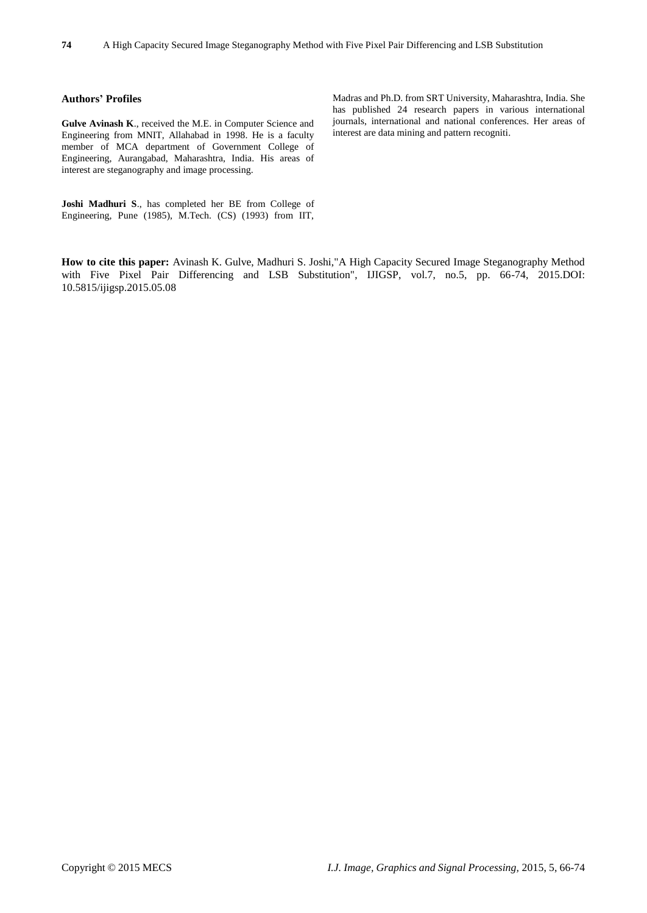## Authors' Profiles

**Gulve Avinash K**., received the M.E. in Computer Science and Engineering from MNIT, Allahabad in 1998. He is a faculty member of MCA department of Government College of Engineering, Aurangabad, Maharashtra, India. His areas of interest are steganography and image processing.

**Joshi Madhuri S**., has completed her BE from College of Engineering, Pune (1985), M.Tech. (CS) (1993) from IIT, Madras and Ph.D. from SRT University, Maharashtra, India. She has published 24 research papers in various international journals, international and national conferences. Her areas of interest are data mining and pattern recogniti.

**How to cite this paper:** Avinash K. Gulve, Madhuri S. Joshi,"A High Capacity Secured Image Steganography Method with Five Pixel Pair Differencing and LSB Substitution", IJIGSP, vol.7, no.5, pp. 66-74, 2015.DOI: 10.5815/ijigsp.2015.05.08